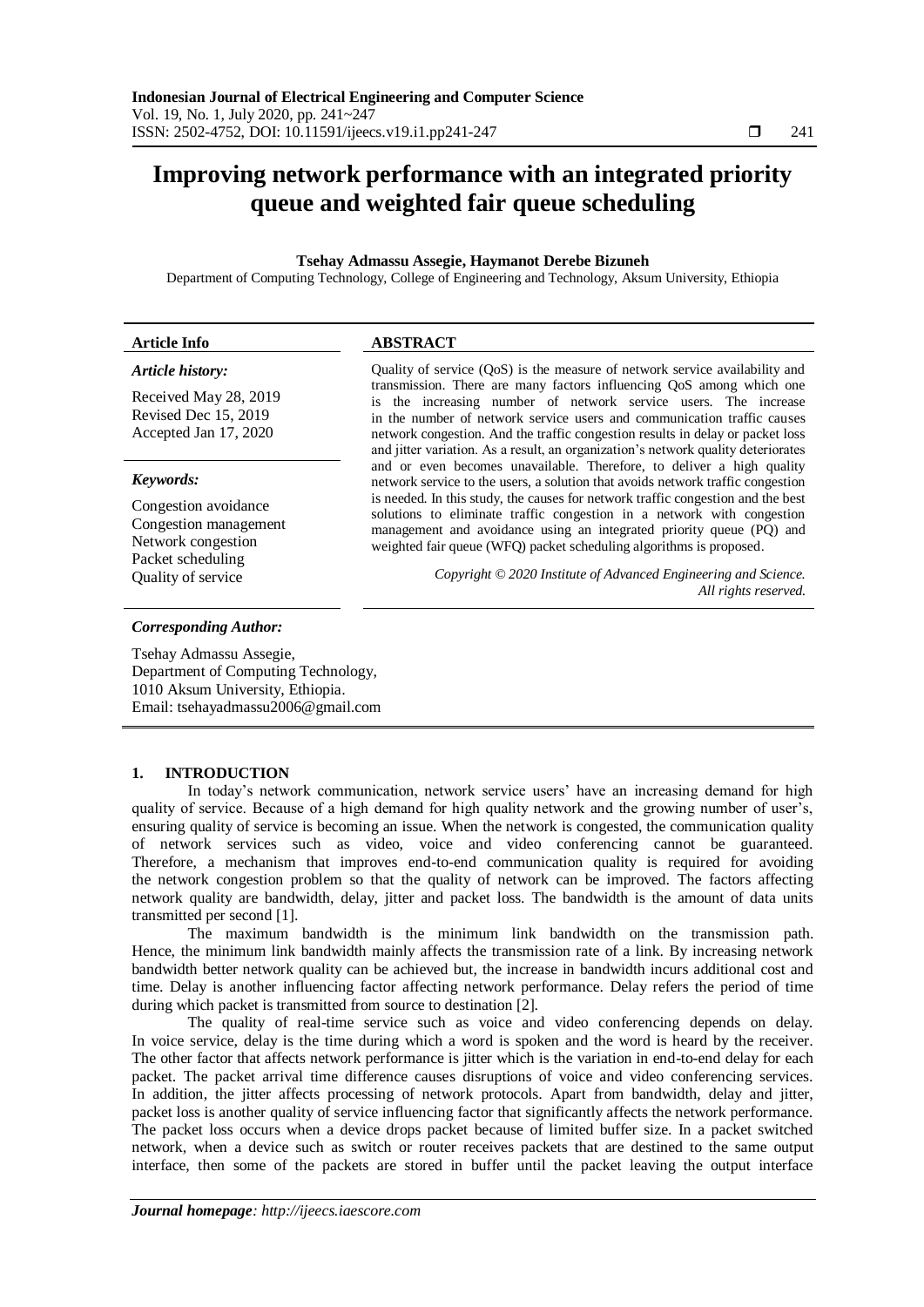# Improving network performance with an integrated priority queue and weighted fair queue scheduling

**Tsehay Admassu Assegie, Haymanot Derebe Bizuneh**

Department of Computing Technology, College of Engineering and Technology, Aksum University, Ethiopia

| **Article Info** | **ABSTRACT** |
|---|---|
| ***Article history:*** Received May 28, 2019 Revised Dec 15, 2019 Accepted Jan 17, 2020 ***Keywords:*** Congestion avoidance Congestion management Network congestion Packet scheduling Quality of service | Quality of service (QoS) is the measure of network service availability and transmission. There are many factors influencing QoS among which one is the increasing number of network service users. The increase in the number of network service users and communication traffic causes network congestion. And the traffic congestion results in delay or packet loss and jitter variation. As a result, an organization's network quality deteriorates and or even becomes unavailable. Therefore, to deliver a high quality network service to the users, a solution that avoids network traffic congestion is needed. In this study, the causes for network traffic congestion and the best solutions to eliminate traffic congestion in a network with congestion management and avoidance using an integrated priority queue (PQ) and weighted fair queue (WFQ) packet scheduling algorithms is proposed. *Copyright © 2020 Institute of Advanced Engineering and Science. All rights reserved.* |

***Corresponding Author:***

Tsehay Admassu Assegie,
Department of Computing Technology,
1010 Aksum University, Ethiopia.
Email: tsehayadmassu2006@gmail.com

## 1. INTRODUCTION

In today's network communication, network service users' have an increasing demand for high quality of service. Because of a high demand for high quality network and the growing number of user's, ensuring quality of service is becoming an issue. When the network is congested, the communication quality of network services such as video, voice and video conferencing cannot be guaranteed. Therefore, a mechanism that improves end-to-end communication quality is required for avoiding the network congestion problem so that the quality of network can be improved. The factors affecting network quality are bandwidth, delay, jitter and packet loss. The bandwidth is the amount of data units transmitted per second [1].

The maximum bandwidth is the minimum link bandwidth on the transmission path. Hence, the minimum link bandwidth mainly affects the transmission rate of a link. By increasing network bandwidth better network quality can be achieved but, the increase in bandwidth incurs additional cost and time. Delay is another influencing factor affecting network performance. Delay refers the period of time during which packet is transmitted from source to destination [2].

The quality of real-time service such as voice and video conferencing depends on delay. In voice service, delay is the time during which a word is spoken and the word is heard by the receiver. The other factor that affects network performance is jitter which is the variation in end-to-end delay for each packet. The packet arrival time difference causes disruptions of voice and video conferencing services. In addition, the jitter affects processing of network protocols. Apart from bandwidth, delay and jitter, packet loss is another quality of service influencing factor that significantly affects the network performance. The packet loss occurs when a device drops packet because of limited buffer size. In a packet switched network, when a device such as switch or router receives packets that are destined to the same output interface, then some of the packets are stored in buffer until the packet leaving the output interface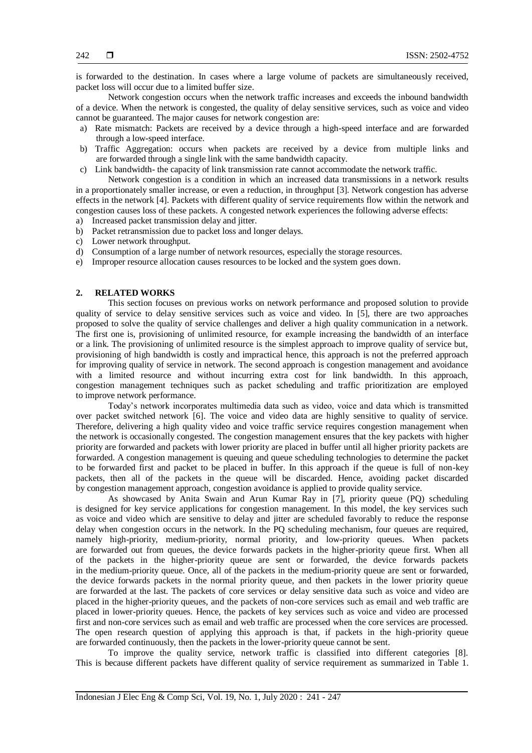is forwarded to the destination. In cases where a large volume of packets are simultaneously received, packet loss will occur due to a limited buffer size.

Network congestion occurs when the network traffic increases and exceeds the inbound bandwidth of a device. When the network is congested, the quality of delay sensitive services, such as voice and video cannot be guaranteed. The major causes for network congestion are:

a) Rate mismatch: Packets are received by a device through a high-speed interface and are forwarded through a low-speed interface.
b) Traffic Aggregation: occurs when packets are received by a device from multiple links and are forwarded through a single link with the same bandwidth capacity.
c) Link bandwidth- the capacity of link transmission rate cannot accommodate the network traffic.

Network congestion is a condition in which an increased data transmissions in a network results in a proportionately smaller increase, or even a reduction, in throughput [3]. Network congestion has adverse effects in the network [4]. Packets with different quality of service requirements flow within the network and congestion causes loss of these packets. A congested network experiences the following adverse effects:

a) Increased packet transmission delay and jitter.
b) Packet retransmission due to packet loss and longer delays.
c) Lower network throughput.
d) Consumption of a large number of network resources, especially the storage resources.
e) Improper resource allocation causes resources to be locked and the system goes down.

## 2. RELATED WORKS

This section focuses on previous works on network performance and proposed solution to provide quality of service to delay sensitive services such as voice and video. In [5], there are two approaches proposed to solve the quality of service challenges and deliver a high quality communication in a network. The first one is, provisioning of unlimited resource, for example increasing the bandwidth of an interface or a link. The provisioning of unlimited resource is the simplest approach to improve quality of service but, provisioning of high bandwidth is costly and impractical hence, this approach is not the preferred approach for improving quality of service in network. The second approach is congestion management and avoidance with a limited resource and without incurring extra cost for link bandwidth. In this approach, congestion management techniques such as packet scheduling and traffic prioritization are employed to improve network performance.

Today's network incorporates multimedia data such as video, voice and data which is transmitted over packet switched network [6]. The voice and video data are highly sensitive to quality of service. Therefore, delivering a high quality video and voice traffic service requires congestion management when the network is occasionally congested. The congestion management ensures that the key packets with higher priority are forwarded and packets with lower priority are placed in buffer until all higher priority packets are forwarded. A congestion management is queuing and queue scheduling technologies to determine the packet to be forwarded first and packet to be placed in buffer. In this approach if the queue is full of non-key packets, then all of the packets in the queue will be discarded. Hence, avoiding packet discarded by congestion management approach, congestion avoidance is applied to provide quality service.

As showcased by Anita Swain and Arun Kumar Ray in [7], priority queue (PQ) scheduling is designed for key service applications for congestion management. In this model, the key services such as voice and video which are sensitive to delay and jitter are scheduled favorably to reduce the response delay when congestion occurs in the network. In the PQ scheduling mechanism, four queues are required, namely high-priority, medium-priority, normal priority, and low-priority queues. When packets are forwarded out from queues, the device forwards packets in the higher-priority queue first. When all of the packets in the higher-priority queue are sent or forwarded, the device forwards packets in the medium-priority queue. Once, all of the packets in the medium-priority queue are sent or forwarded, the device forwards packets in the normal priority queue, and then packets in the lower priority queue are forwarded at the last. The packets of core services or delay sensitive data such as voice and video are placed in the higher-priority queues, and the packets of non-core services such as email and web traffic are placed in lower-priority queues. Hence, the packets of key services such as voice and video are processed first and non-core services such as email and web traffic are processed when the core services are processed. The open research question of applying this approach is that, if packets in the high-priority queue are forwarded continuously, then the packets in the lower-priority queue cannot be sent.

To improve the quality service, network traffic is classified into different categories [8]. This is because different packets have different quality of service requirement as summarized in Table 1.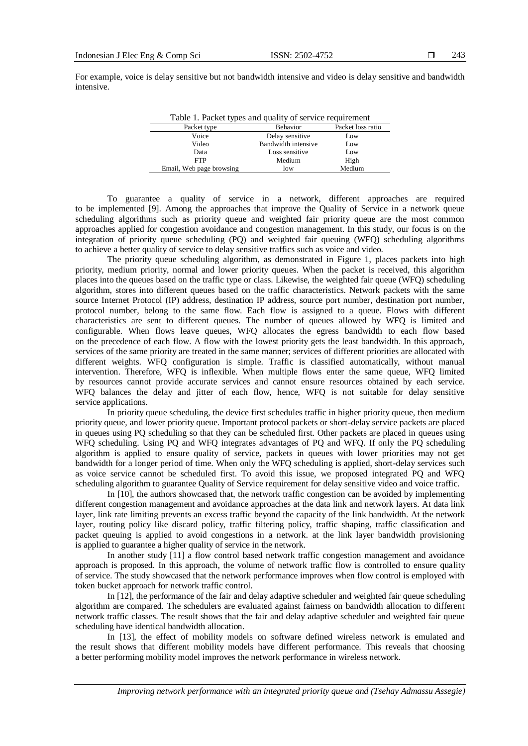For example, voice is delay sensitive but not bandwidth intensive and video is delay sensitive and bandwidth intensive.

Table 1. Packet types and quality of service requirement

| Packet type | Behavior | Packet loss ratio |
| --- | --- | --- |
| Voice | Delay sensitive | Low |
| Video | Bandwidth intensive | Low |
| Data | Loss sensitive | Low |
| FTP | Medium | High |
| Email, Web page browsing | low | Medium |

To guarantee a quality of service in a network, different approaches are required to be implemented [9]. Among the approaches that improve the Quality of Service in a network queue scheduling algorithms such as priority queue and weighted fair priority queue are the most common approaches applied for congestion avoidance and congestion management. In this study, our focus is on the integration of priority queue scheduling (PQ) and weighted fair queuing (WFQ) scheduling algorithms to achieve a better quality of service to delay sensitive traffics such as voice and video.

The priority queue scheduling algorithm, as demonstrated in Figure 1, places packets into high priority, medium priority, normal and lower priority queues. When the packet is received, this algorithm places into the queues based on the traffic type or class. Likewise, the weighted fair queue (WFQ) scheduling algorithm, stores into different queues based on the traffic characteristics. Network packets with the same source Internet Protocol (IP) address, destination IP address, source port number, destination port number, protocol number, belong to the same flow. Each flow is assigned to a queue. Flows with different characteristics are sent to different queues. The number of queues allowed by WFQ is limited and configurable. When flows leave queues, WFQ allocates the egress bandwidth to each flow based on the precedence of each flow. A flow with the lowest priority gets the least bandwidth. In this approach, services of the same priority are treated in the same manner; services of different priorities are allocated with different weights. WFQ configuration is simple. Traffic is classified automatically, without manual intervention. Therefore, WFQ is inflexible. When multiple flows enter the same queue, WFQ limited by resources cannot provide accurate services and cannot ensure resources obtained by each service. WFQ balances the delay and jitter of each flow, hence, WFQ is not suitable for delay sensitive service applications.

In priority queue scheduling, the device first schedules traffic in higher priority queue, then medium priority queue, and lower priority queue. Important protocol packets or short-delay service packets are placed in queues using PQ scheduling so that they can be scheduled first. Other packets are placed in queues using WFQ scheduling. Using PQ and WFQ integrates advantages of PQ and WFQ. If only the PQ scheduling algorithm is applied to ensure quality of service, packets in queues with lower priorities may not get bandwidth for a longer period of time. When only the WFQ scheduling is applied, short-delay services such as voice service cannot be scheduled first. To avoid this issue, we proposed integrated PQ and WFQ scheduling algorithm to guarantee Quality of Service requirement for delay sensitive video and voice traffic.

In [10], the authors showcased that, the network traffic congestion can be avoided by implementing different congestion management and avoidance approaches at the data link and network layers. At data link layer, link rate limiting prevents an excess traffic beyond the capacity of the link bandwidth. At the network layer, routing policy like discard policy, traffic filtering policy, traffic shaping, traffic classification and packet queuing is applied to avoid congestions in a network. at the link layer bandwidth provisioning is applied to guarantee a higher quality of service in the network.

In another study [11] a flow control based network traffic congestion management and avoidance approach is proposed. In this approach, the volume of network traffic flow is controlled to ensure quality of service. The study showcased that the network performance improves when flow control is employed with token bucket approach for network traffic control.

In [12], the performance of the fair and delay adaptive scheduler and weighted fair queue scheduling algorithm are compared. The schedulers are evaluated against fairness on bandwidth allocation to different network traffic classes. The result shows that the fair and delay adaptive scheduler and weighted fair queue scheduling have identical bandwidth allocation.

In [13], the effect of mobility models on software defined wireless network is emulated and the result shows that different mobility models have different performance. This reveals that choosing a better performing mobility model improves the network performance in wireless network.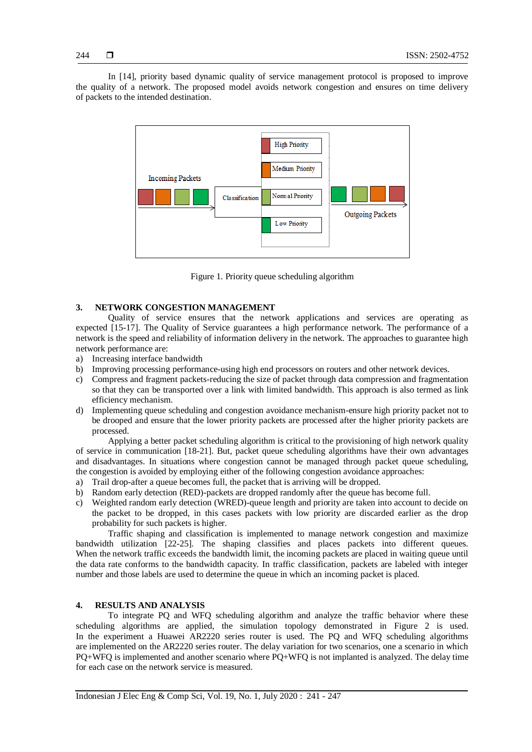In [14], priority based dynamic quality of service management protocol is proposed to improve the quality of a network. The proposed model avoids network congestion and ensures on time delivery of packets to the intended destination.

Figure 1. Priority queue scheduling algorithm

## 3. NETWORK CONGESTION MANAGEMENT

Quality of service ensures that the network applications and services are operating as expected [15-17]. The Quality of Service guarantees a high performance network. The performance of a network is the speed and reliability of information delivery in the network. The approaches to guarantee high network performance are:

a) Increasing interface bandwidth
b) Improving processing performance-using high end processors on routers and other network devices.
c) Compress and fragment packets-reducing the size of packet through data compression and fragmentation so that they can be transported over a link with limited bandwidth. This approach is also termed as link efficiency mechanism.
d) Implementing queue scheduling and congestion avoidance mechanism-ensure high priority packet not to be drooped and ensure that the lower priority packets are processed after the higher priority packets are processed.

Applying a better packet scheduling algorithm is critical to the provisioning of high network quality of service in communication [18-21]. But, packet queue scheduling algorithms have their own advantages and disadvantages. In situations where congestion cannot be managed through packet queue scheduling, the congestion is avoided by employing either of the following congestion avoidance approaches:

a) Trail drop-after a queue becomes full, the packet that is arriving will be dropped.
b) Random early detection (RED)-packets are dropped randomly after the queue has become full.
c) Weighted random early detection (WRED)-queue length and priority are taken into account to decide on the packet to be dropped, in this cases packets with low priority are discarded earlier as the drop probability for such packets is higher.

Traffic shaping and classification is implemented to manage network congestion and maximize bandwidth utilization [22-25]. The shaping classifies and places packets into different queues. When the network traffic exceeds the bandwidth limit, the incoming packets are placed in waiting queue until the data rate conforms to the bandwidth capacity. In traffic classification, packets are labeled with integer number and those labels are used to determine the queue in which an incoming packet is placed.

## 4. RESULTS AND ANALYSIS

To integrate PQ and WFQ scheduling algorithm and analyze the traffic behavior where these scheduling algorithms are applied, the simulation topology demonstrated in Figure 2 is used. In the experiment a Huawei AR2220 series router is used. The PQ and WFQ scheduling algorithms are implemented on the AR2220 series router. The delay variation for two scenarios, one a scenario in which PQ+WFQ is implemented and another scenario where PQ+WFQ is not implanted is analyzed. The delay time for each case on the network service is measured.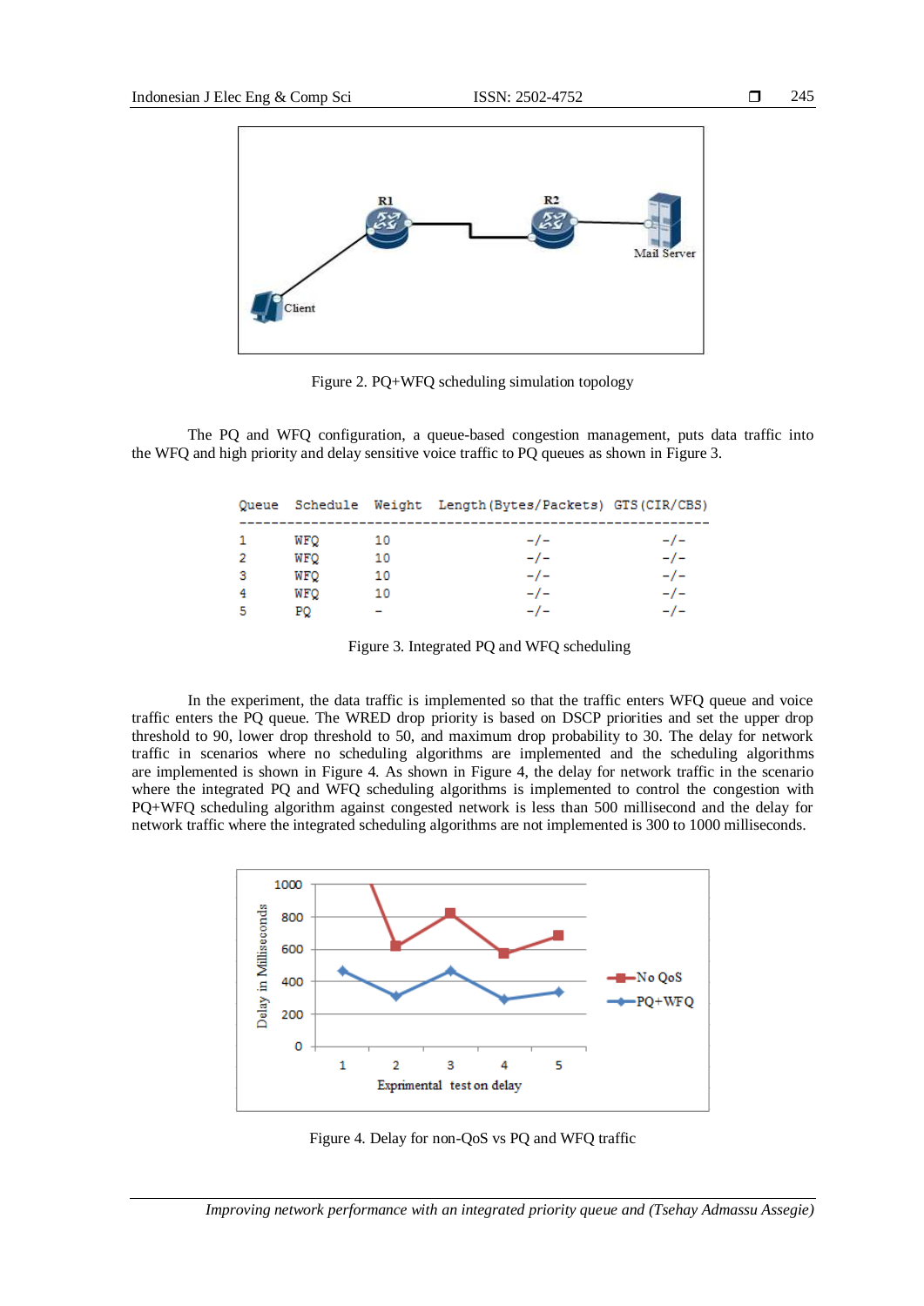Figure 2. PQ+WFQ scheduling simulation topology

The PQ and WFQ configuration, a queue-based congestion management, puts data traffic into the WFQ and high priority and delay sensitive voice traffic to PQ queues as shown in Figure 3.

```
Queue  Schedule  Weight  Length(Bytes/Packets)  GTS(CIR/CBS)
-------------------------------------------------------------
1      WFQ       10              -/-                 -/-
2      WFQ       10              -/-                 -/-
3      WFQ       10              -/-                 -/-
4      WFQ       10              -/-                 -/-
5      PQ        -               -/-                 -/-
```

Figure 3. Integrated PQ and WFQ scheduling

In the experiment, the data traffic is implemented so that the traffic enters WFQ queue and voice traffic enters the PQ queue. The WRED drop priority is based on DSCP priorities and set the upper drop threshold to 90, lower drop threshold to 50, and maximum drop probability to 30. The delay for network traffic in scenarios where no scheduling algorithms are implemented and the scheduling algorithms are implemented is shown in Figure 4. As shown in Figure 4, the delay for network traffic in the scenario where the integrated PQ and WFQ scheduling algorithms is implemented to control the congestion with PQ+WFQ scheduling algorithm against congested network is less than 500 millisecond and the delay for network traffic where the integrated scheduling algorithms are not implemented is 300 to 1000 milliseconds.

Figure 4. Delay for non-QoS vs PQ and WFQ traffic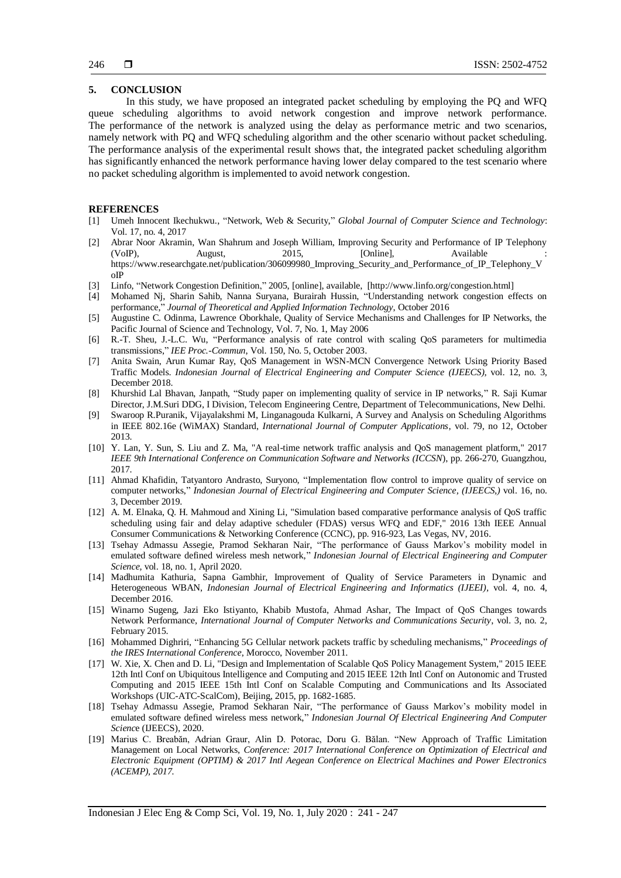## 5. CONCLUSION

In this study, we have proposed an integrated packet scheduling by employing the PQ and WFQ queue scheduling algorithms to avoid network congestion and improve network performance. The performance of the network is analyzed using the delay as performance metric and two scenarios, namely network with PQ and WFQ scheduling algorithm and the other scenario without packet scheduling. The performance analysis of the experimental result shows that, the integrated packet scheduling algorithm has significantly enhanced the network performance having lower delay compared to the test scenario where no packet scheduling algorithm is implemented to avoid network congestion.

## REFERENCES

[1] Umeh Innocent Ikechukwu., "Network, Web & Security," *Global Journal of Computer Science and Technology*: Vol. 17, no. 4, 2017

[2] Abrar Noor Akramin, Wan Shahrum and Joseph William, Improving Security and Performance of IP Telephony (VoIP), August, 2015, [Online], Available : https://www.researchgate.net/publication/306099980_Improving_Security_and_Performance_of_IP_Telephony_VoIP

[3] Linfo, "Network Congestion Definition," 2005, [online], available, [http://www.linfo.org/congestion.html]

[4] Mohamed Nj, Sharin Sahib, Nanna Suryana, Burairah Hussin, "Understanding network congestion effects on performance," *Journal of Theoretical and Applied Information Technology*, October 2016

[5] Augustine C. Odinma, Lawrence Oborkhale, Quality of Service Mechanisms and Challenges for IP Networks, the Pacific Journal of Science and Technology, Vol. 7, No. 1, May 2006

[6] R.-T. Sheu, J.-L.C. Wu, "Performance analysis of rate control with scaling QoS parameters for multimedia transmissions," *IEE Proc.-Commun*, Vol. 150, No. 5, October 2003.

[7] Anita Swain, Arun Kumar Ray, QoS Management in WSN-MCN Convergence Network Using Priority Based Traffic Models. *Indonesian Journal of Electrical Engineering and Computer Science (IJEECS)*, vol. 12, no. 3, December 2018.

[8] Khurshid Lal Bhavan, Janpath, "Study paper on implementing quality of service in IP networks," R. Saji Kumar Director, J.M.Suri DDG, I Division, Telecom Engineering Centre, Department of Telecommunications, New Delhi.

[9] Swaroop R.Puranik, Vijayalakshmi M, Linganagouda Kulkarni, A Survey and Analysis on Scheduling Algorithms in IEEE 802.16e (WiMAX) Standard, *International Journal of Computer Applications*, vol. 79, no 12, October 2013.

[10] Y. Lan, Y. Sun, S. Liu and Z. Ma, "A real-time network traffic analysis and QoS management platform," 2017 *IEEE 9th International Conference on Communication Software and Networks (ICCSN*), pp. 266-270, Guangzhou, 2017.

[11] Ahmad Khafidin, Tatyantoro Andrasto, Suryono, "Implementation flow control to improve quality of service on computer networks," *Indonesian Journal of Electrical Engineering and Computer Science, (IJEECS,)* vol. 16, no. 3, December 2019.

[12] A. M. Elnaka, Q. H. Mahmoud and Xining Li, "Simulation based comparative performance analysis of QoS traffic scheduling using fair and delay adaptive scheduler (FDAS) versus WFQ and EDF," 2016 13th IEEE Annual Consumer Communications & Networking Conference (CCNC), pp. 916-923, Las Vegas, NV, 2016.

[13] Tsehay Admassu Assegie, Pramod Sekharan Nair, "The performance of Gauss Markov's mobility model in emulated software defined wireless mesh network," *Indonesian Journal of Electrical Engineering and Computer Science,* vol. 18, no. 1, April 2020.

[14] Madhumita Kathuria, Sapna Gambhir, Improvement of Quality of Service Parameters in Dynamic and Heterogeneous WBAN, *Indonesian Journal of Electrical Engineering and Informatics (IJEEI)*, vol. 4, no. 4, December 2016.

[15] Winarno Sugeng, Jazi Eko Istiyanto, Khabib Mustofa, Ahmad Ashar, The Impact of QoS Changes towards Network Performance, *International Journal of Computer Networks and Communications Security*, vol. 3, no. 2, February 2015.

[16] Mohammed Dighriri, "Enhancing 5G Cellular network packets traffic by scheduling mechanisms," *Proceedings of the IRES International Conference*, Morocco, November 2011.

[17] W. Xie, X. Chen and D. Li, "Design and Implementation of Scalable QoS Policy Management System," 2015 IEEE 12th Intl Conf on Ubiquitous Intelligence and Computing and 2015 IEEE 12th Intl Conf on Autonomic and Trusted Computing and 2015 IEEE 15th Intl Conf on Scalable Computing and Communications and Its Associated Workshops (UIC-ATC-ScalCom), Beijing, 2015, pp. 1682-1685.

[18] Tsehay Admassu Assegie, Pramod Sekharan Nair, "The performance of Gauss Markov's mobility model in emulated software defined wireless mess network," *Indonesian Journal Of Electrical Engineering And Computer Scienc*e (IJEECS), 2020.

[19] Marius C. Breabăn, Adrian Graur, Alin D. Potorac, Doru G. Bălan. "New Approach of Traffic Limitation Management on Local Networks, *Conference: 2017 International Conference on Optimization of Electrical and Electronic Equipment (OPTIM) & 2017 Intl Aegean Conference on Electrical Machines and Power Electronics (ACEMP), 2017.*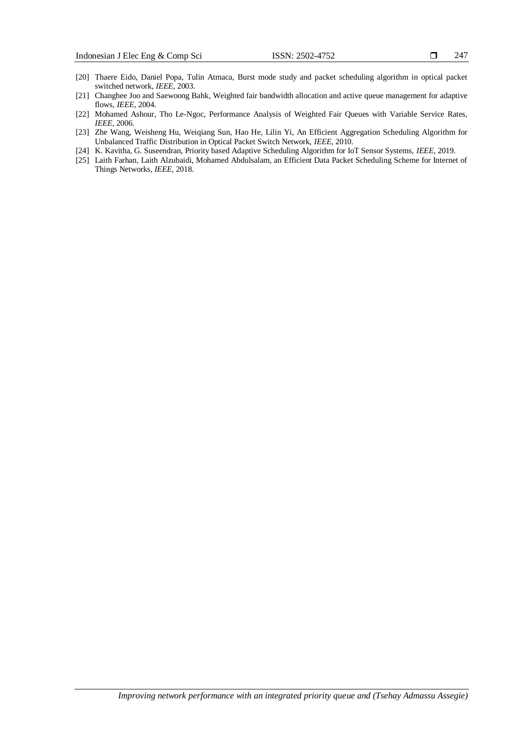[20] Thaere Eido, Daniel Popa, Tulin Atmaca, Burst mode study and packet scheduling algorithm in optical packet switched network, *IEEE*, 2003.

[21] Changhee Joo and Saewoong Bahk, Weighted fair bandwidth allocation and active queue management for adaptive flows, *IEEE*, 2004.

[22] Mohamed Ashour, Tho Le-Ngoc, Performance Analysis of Weighted Fair Queues with Variable Service Rates, *IEEE*, 2006.

[23] Zhe Wang, Weisheng Hu, Weiqiang Sun, Hao He, Lilin Yi, An Efficient Aggregation Scheduling Algorithm for Unbalanced Traffic Distribution in Optical Packet Switch Network, *IEEE*, 2010.

[24] K. Kavitha, G. Suseendran, Priority based Adaptive Scheduling Algorithm for IoT Sensor Systems, *IEEE*, 2019.

[25] Laith Farhan, Laith Alzubaidi, Mohamed Abdulsalam, an Efficient Data Packet Scheduling Scheme for Internet of Things Networks, *IEEE*, 2018.